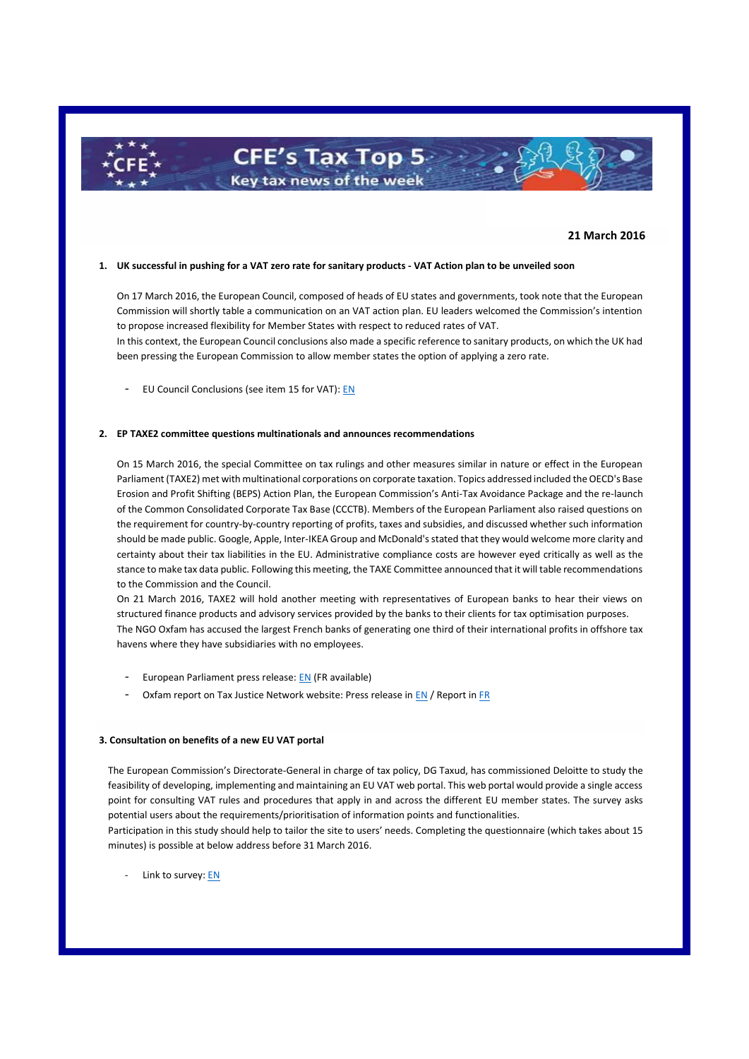# CFE's Tax Top 5

## Key tax news of the week

**21 March 2016**

### 1. UK successful in pushing for a VAT zero rate for sanitary products - VAT Action plan to be unveiled soon

On 17 March 2016, the European Council, composed of heads of EU states and governments, took note that the European Commission will shortly table a communication on an VAT action plan. EU leaders welcomed the Commission's intention to propose increased flexibility for Member States with respect to reduced rates of VAT.

In this context, the European Council conclusions also made a specific reference to sanitary products, on which the UK had been pressing the European Commission to allow member states the option of applying a zero rate.

- EU Council Conclusions (see item 15 for VAT): EN

### 2. EP TAXE2 committee questions multinationals and announces recommendations

On 15 March 2016, the special Committee on tax rulings and other measures similar in nature or effect in the European Parliament (TAXE2) met with multinational corporations on corporate taxation. Topics addressed included the OECD's Base Erosion and Profit Shifting (BEPS) Action Plan, the European Commission's Anti-Tax Avoidance Package and the re-launch of the Common Consolidated Corporate Tax Base (CCCTB). Members of the European Parliament also raised questions on the requirement for country-by-country reporting of profits, taxes and subsidies, and discussed whether such information should be made public. Google, Apple, Inter-IKEA Group and McDonald's stated that they would welcome more clarity and certainty about their tax liabilities in the EU. Administrative compliance costs are however eyed critically as well as the stance to make tax data public. Following this meeting, the TAXE Committee announced that it will table recommendations to the Commission and the Council.

On 21 March 2016, TAXE2 will hold another meeting with representatives of European banks to hear their views on structured finance products and advisory services provided by the banks to their clients for tax optimisation purposes.

The NGO Oxfam has accused the largest French banks of generating one third of their international profits in offshore tax havens where they have subsidiaries with no employees.

- European Parliament press release: EN (FR available)
- Oxfam report on Tax Justice Network website: Press release in EN / Report in FR

### 3. Consultation on benefits of a new EU VAT portal

The European Commission's Directorate-General in charge of tax policy, DG Taxud, has commissioned Deloitte to study the feasibility of developing, implementing and maintaining an EU VAT web portal. This web portal would provide a single access point for consulting VAT rules and procedures that apply in and across the different EU member states. The survey asks potential users about the requirements/prioritisation of information points and functionalities.

Participation in this study should help to tailor the site to users' needs. Completing the questionnaire (which takes about 15 minutes) is possible at below address before 31 March 2016.

- Link to survey: EN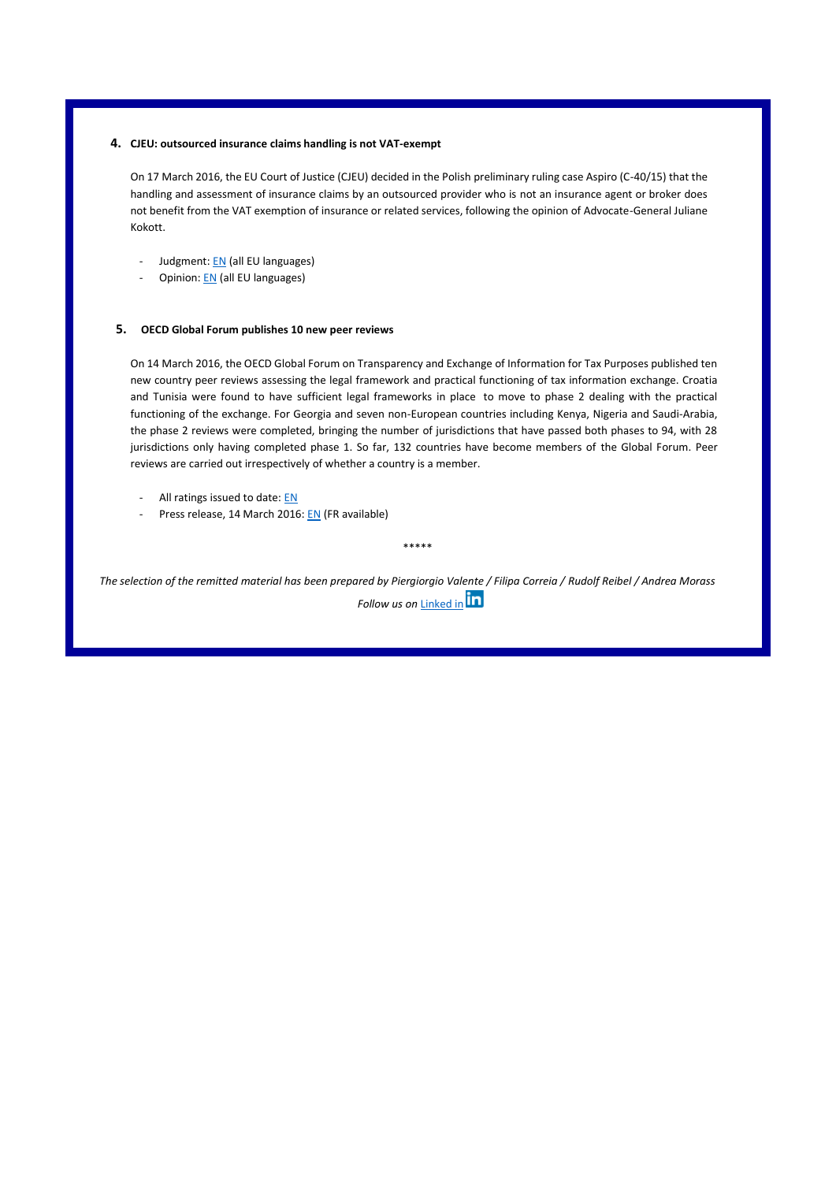## 4. CJEU: outsourced insurance claims handling is not VAT-exempt

On 17 March 2016, the EU Court of Justice (CJEU) decided in the Polish preliminary ruling case Aspiro (C-40/15) that the handling and assessment of insurance claims by an outsourced provider who is not an insurance agent or broker does not benefit from the VAT exemption of insurance or related services, following the opinion of Advocate-General Juliane Kokott.

- Judgment: EN (all EU languages)
- Opinion: EN (all EU languages)

## 5. OECD Global Forum publishes 10 new peer reviews

On 14 March 2016, the OECD Global Forum on Transparency and Exchange of Information for Tax Purposes published ten new country peer reviews assessing the legal framework and practical functioning of tax information exchange. Croatia and Tunisia were found to have sufficient legal frameworks in place to move to phase 2 dealing with the practical functioning of the exchange. For Georgia and seven non-European countries including Kenya, Nigeria and Saudi-Arabia, the phase 2 reviews were completed, bringing the number of jurisdictions that have passed both phases to 94, with 28 jurisdictions only having completed phase 1. So far, 132 countries have become members of the Global Forum. Peer reviews are carried out irrespectively of whether a country is a member.

- All ratings issued to date: EN
- Press release, 14 March 2016: EN (FR available)

*****

*The selection of the remitted material has been prepared by Piergiorgio Valente / Filipa Correia / Rudolf Reibel / Andrea Morass*

*Follow us on* Linked in